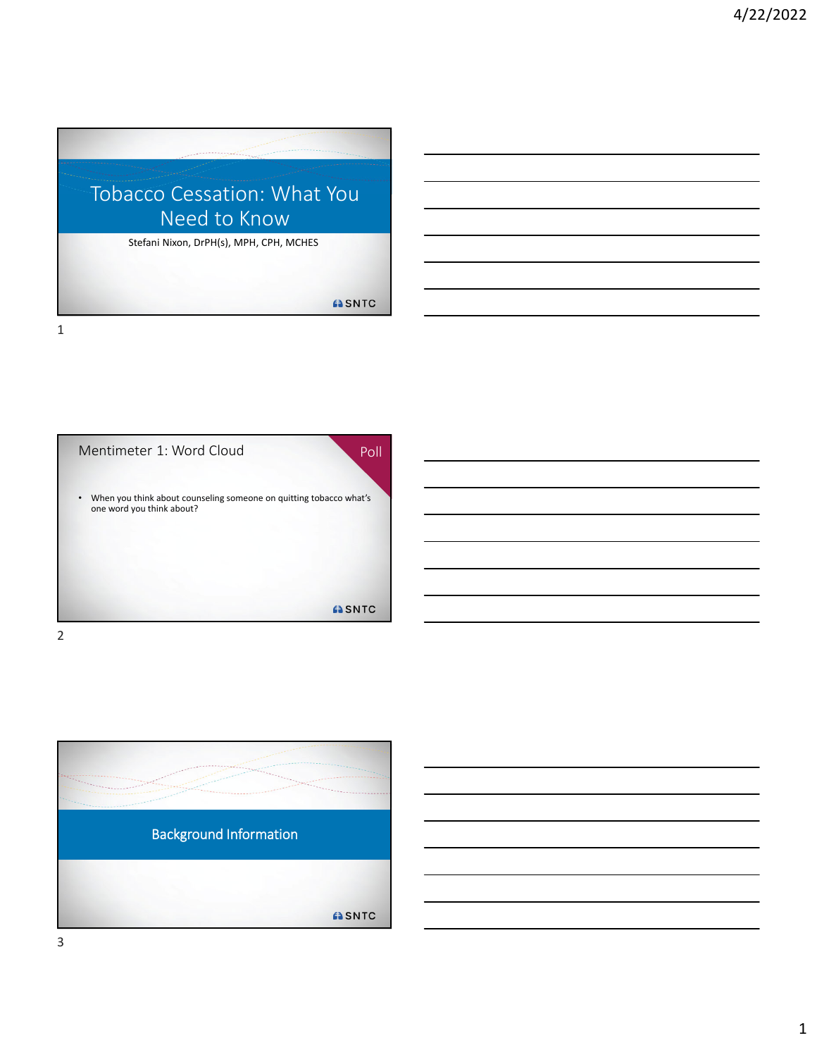# Tobacco Cessation: What You Need to Know

Stefani Nixon, DrPH(s), MPH, CPH, MCHES

SNTC

## Mentimeter 1: Word Cloud

Poll

- When you think about counseling someone on quitting tobacco what's one word you think about?

SNTC

## Background Information

SNTC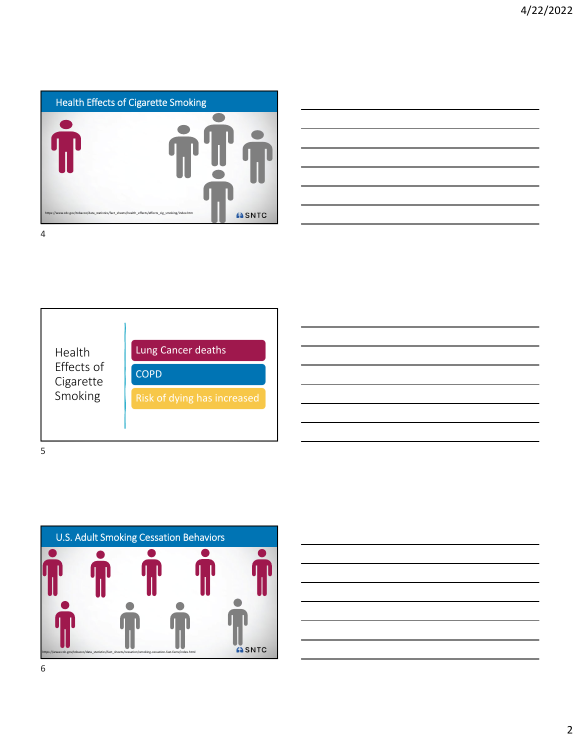## Health Effects of Cigarette Smoking

https://www.cdc.gov/tobacco/data_statistics/fact_sheets/health_effects/effects_cig_smoking/index.htm

SNTC

4

Health Effects of Cigarette Smoking

- Lung Cancer deaths
- COPD
- Risk of dying has increased

5

## U.S. Adult Smoking Cessation Behaviors

https://www.cdc.gov/tobacco/data_statistics/fact_sheets/cessation/smoking-cessation-fast-facts/index.html

SNTC

6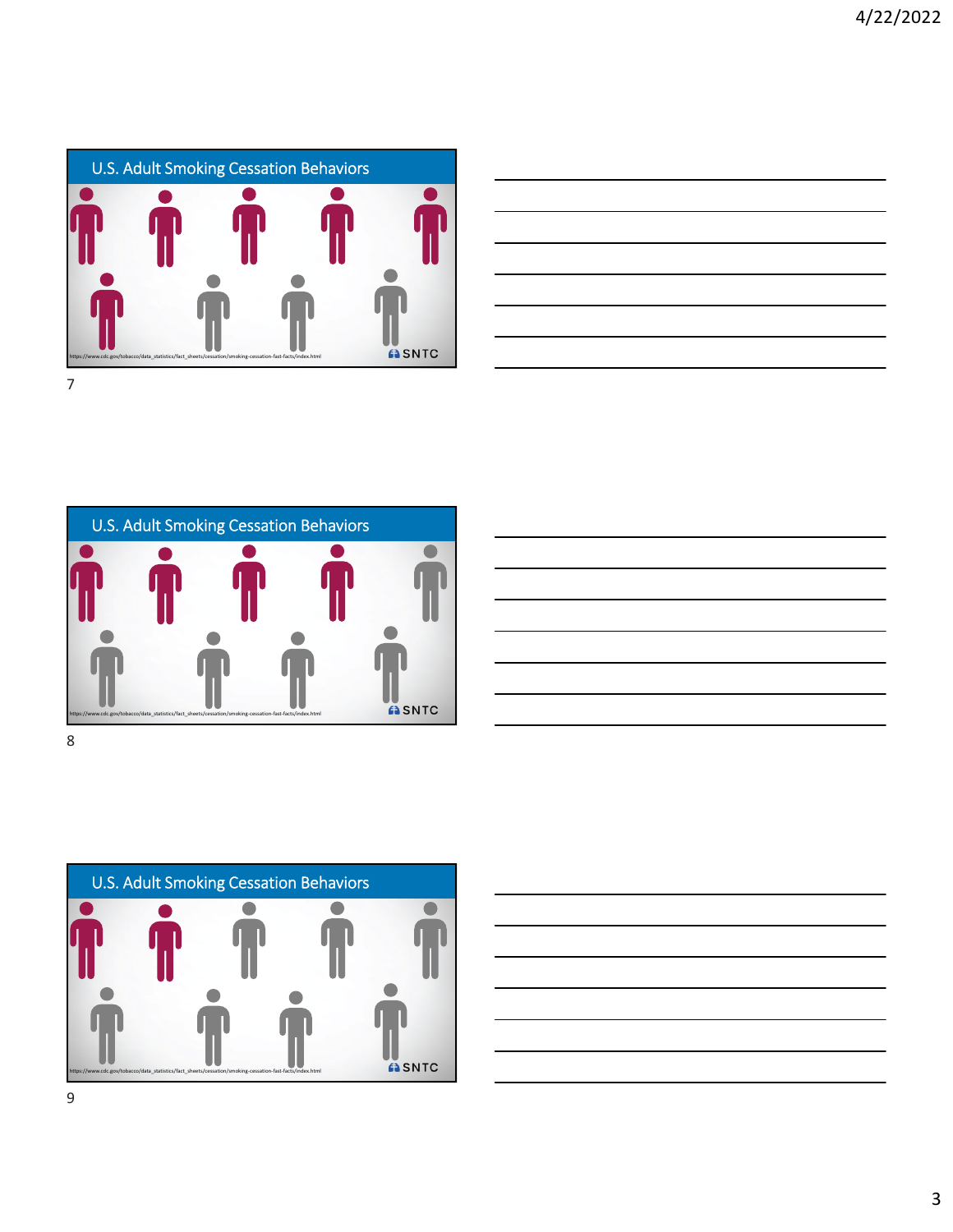## U.S. Adult Smoking Cessation Behaviors

https://www.cdc.gov/tobacco/data_statistics/fact_sheets/cessation/smoking-cessation-fast-facts/index.html

SNTC

7

## U.S. Adult Smoking Cessation Behaviors

https://www.cdc.gov/tobacco/data_statistics/fact_sheets/cessation/smoking-cessation-fast-facts/index.html

SNTC

8

## U.S. Adult Smoking Cessation Behaviors

https://www.cdc.gov/tobacco/data_statistics/fact_sheets/cessation/smoking-cessation-fast-facts/index.html

SNTC

9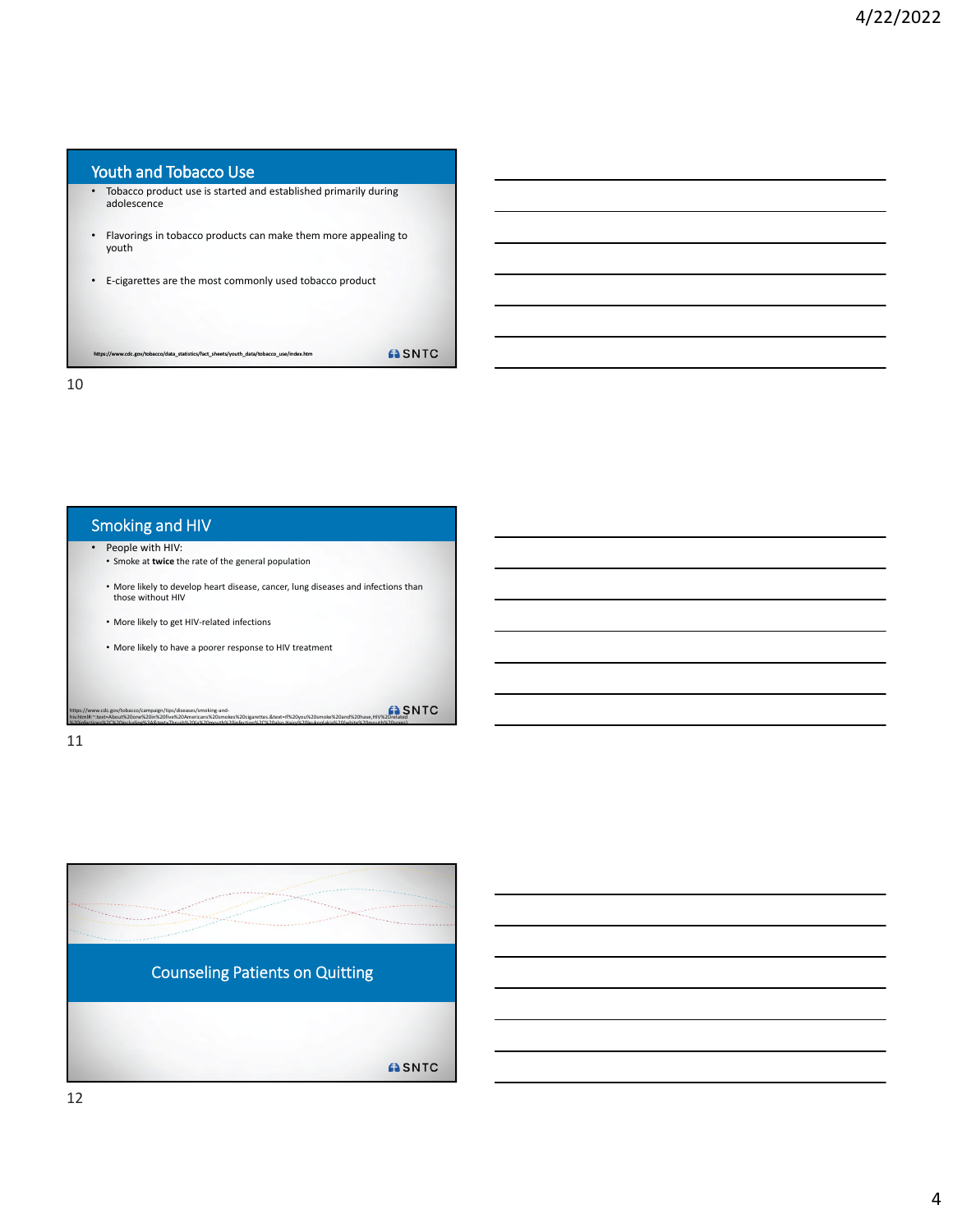## Youth and Tobacco Use

- Tobacco product use is started and established primarily during adolescence
- Flavorings in tobacco products can make them more appealing to youth
- E-cigarettes are the most commonly used tobacco product

https://www.cdc.gov/tobacco/data_statistics/fact_sheets/youth_data/tobacco_use/index.htm

SNTC

## Smoking and HIV

- People with HIV:
  - Smoke at **twice** the rate of the general population
  - More likely to develop heart disease, cancer, lung diseases and infections than those without HIV
  - More likely to get HIV-related infections
  - More likely to have a poorer response to HIV treatment

https://www.cdc.gov/tobacco/campaign/tips/diseases/smoking-and-hiv.html

SNTC

## Counseling Patients on Quitting

SNTC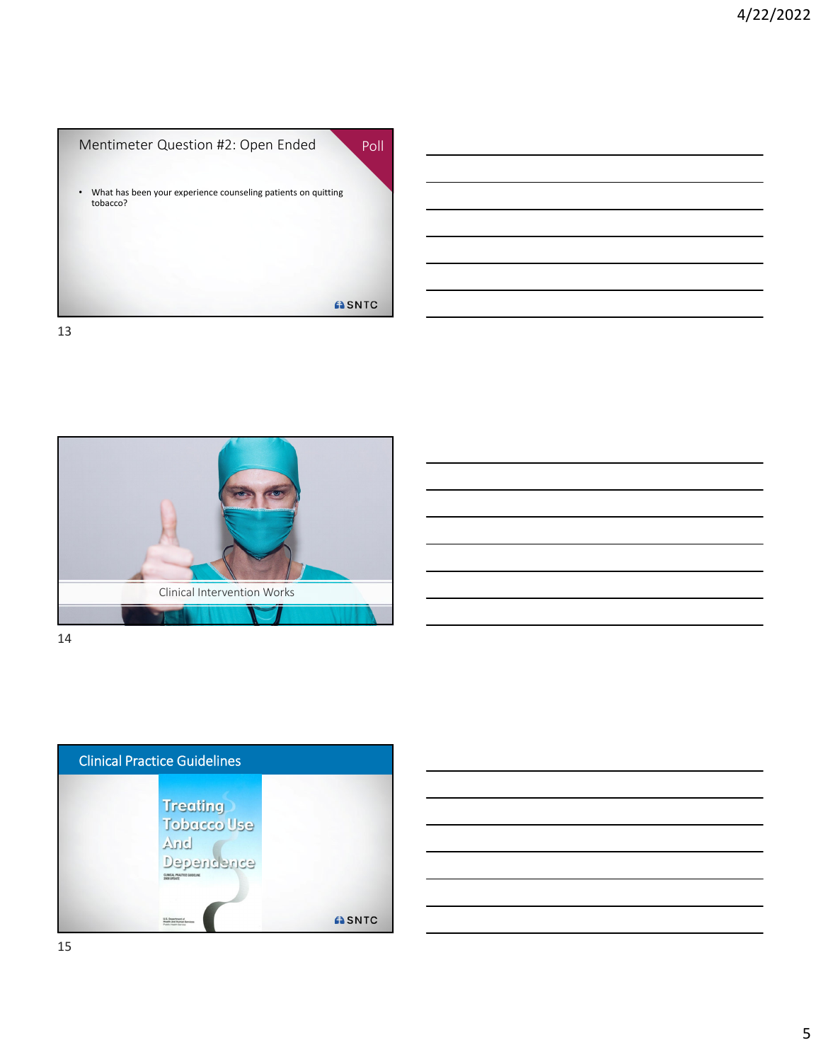## Mentimeter Question #2: Open Ended

Poll

- What has been your experience counseling patients on quitting tobacco?

SNTC

Clinical Intervention Works

## Clinical Practice Guidelines

Treating Tobacco Use And Dependence

SNTC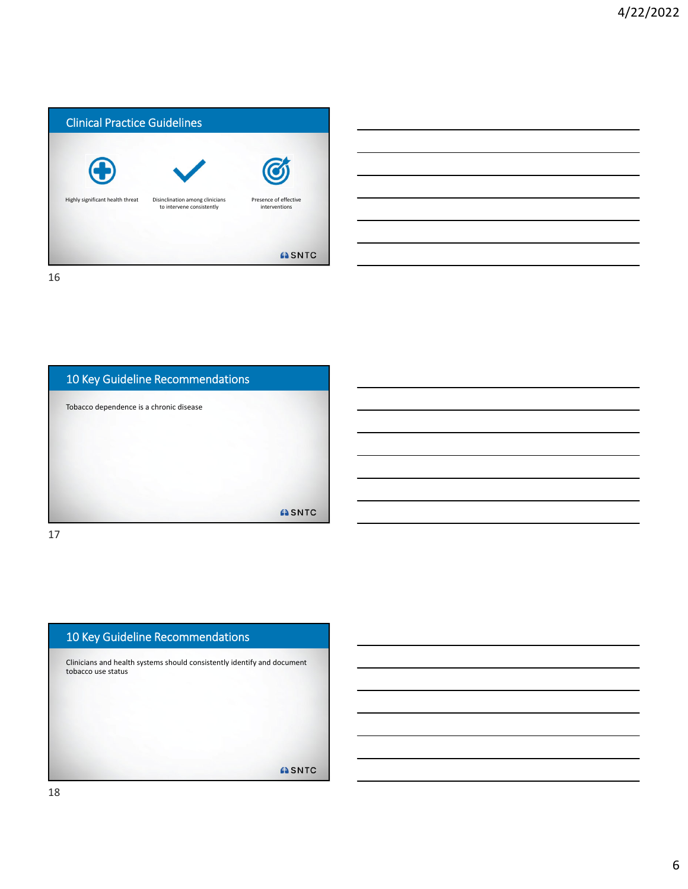## Clinical Practice Guidelines

- Highly significant health threat
- Disinclination among clinicians to intervene consistently
- Presence of effective interventions

SNTC

## 10 Key Guideline Recommendations

Tobacco dependence is a chronic disease

SNTC

## 10 Key Guideline Recommendations

Clinicians and health systems should consistently identify and document tobacco use status

SNTC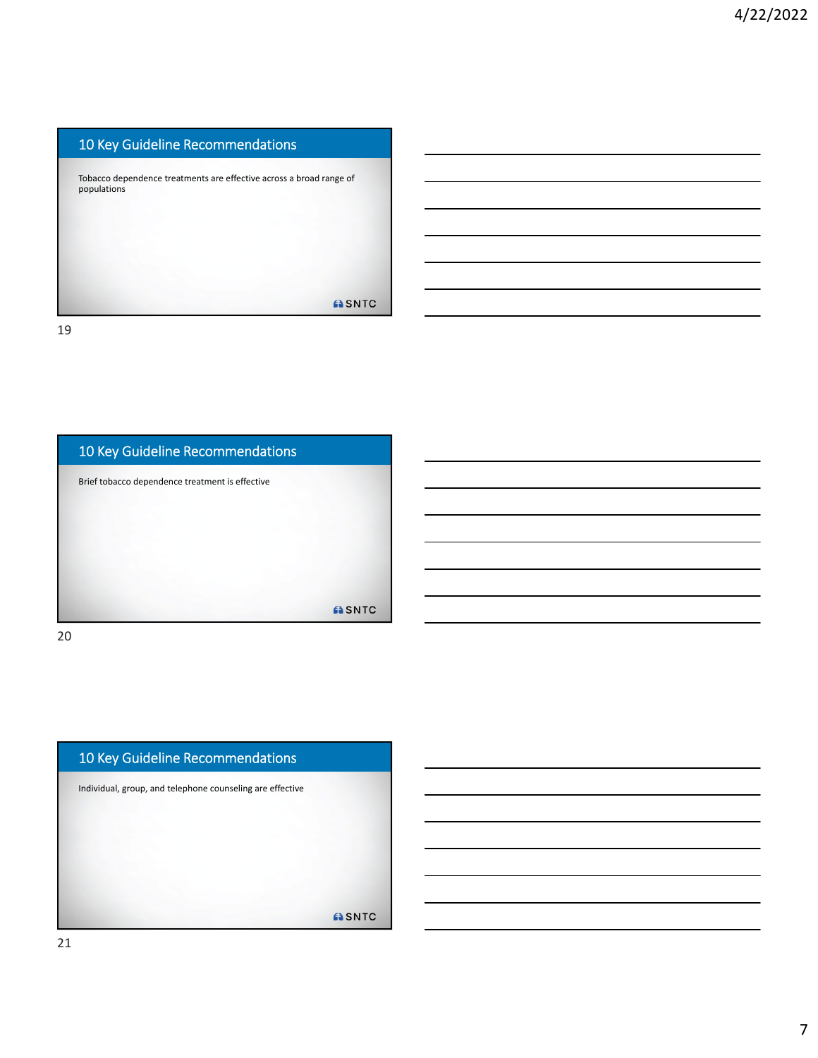## 10 Key Guideline Recommendations

Tobacco dependence treatments are effective across a broad range of populations

SNTC

## 10 Key Guideline Recommendations

Brief tobacco dependence treatment is effective

SNTC

## 10 Key Guideline Recommendations

Individual, group, and telephone counseling are effective

SNTC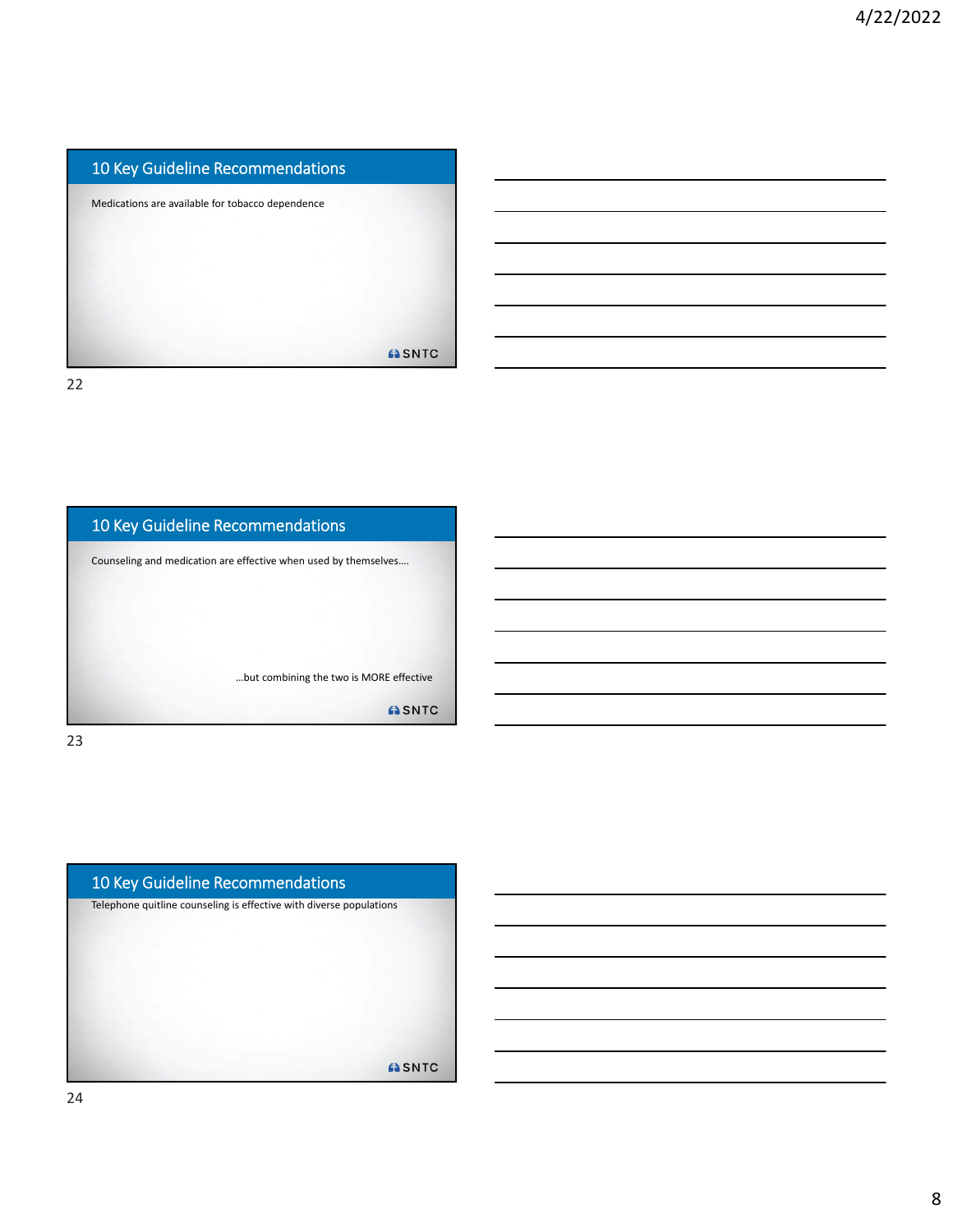## 10 Key Guideline Recommendations

Medications are available for tobacco dependence

SNTC

22

## 10 Key Guideline Recommendations

Counseling and medication are effective when used by themselves….

…but combining the two is MORE effective

SNTC

23

## 10 Key Guideline Recommendations

Telephone quitline counseling is effective with diverse populations

SNTC

24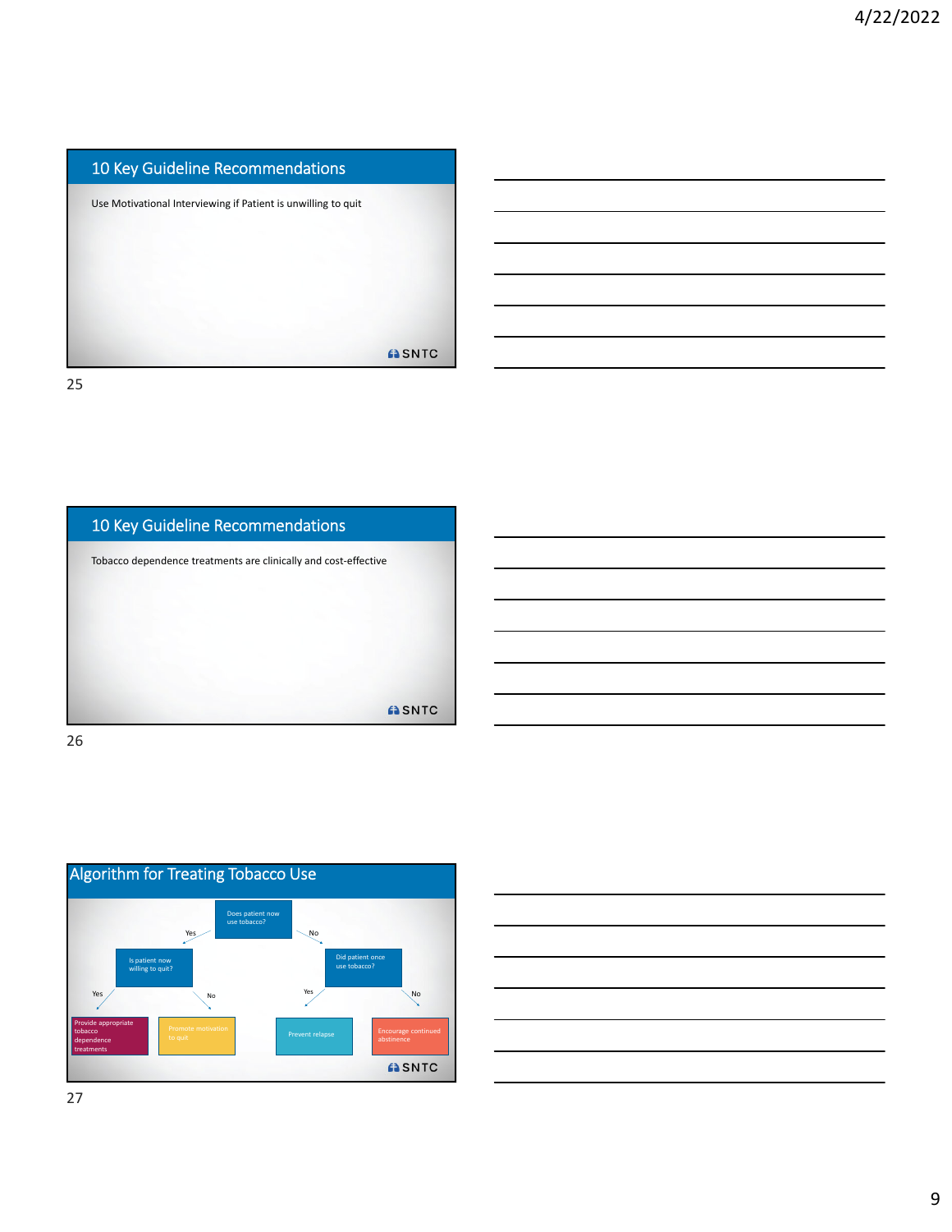## 10 Key Guideline Recommendations

Use Motivational Interviewing if Patient is unwilling to quit

SNTC

25

## 10 Key Guideline Recommendations

Tobacco dependence treatments are clinically and cost-effective

SNTC

26

## Algorithm for Treating Tobacco Use

- Does patient now use tobacco?
  - Yes → Is patient now willing to quit?
    - Yes → Provide appropriate tobacco dependence treatments
    - No → Promote motivation to quit
  - No → Did patient once use tobacco?
    - Yes → Prevent relapse
    - No → Encourage continued abstinence

SNTC

27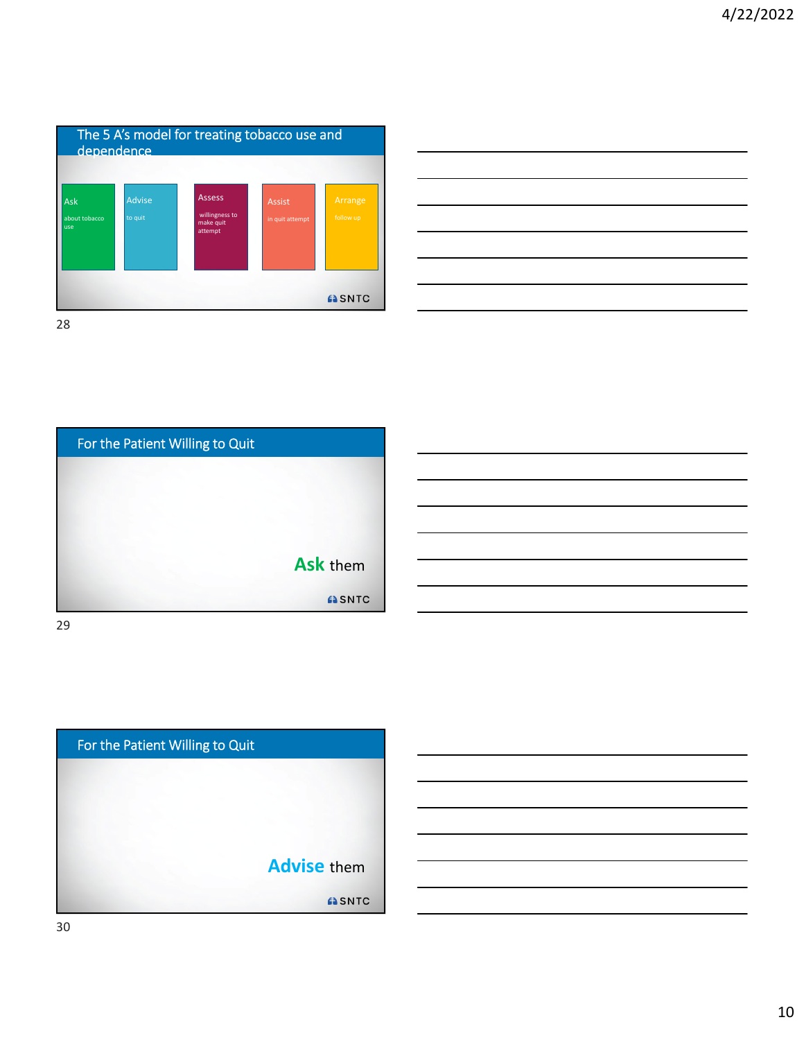## The 5 A's model for treating tobacco use and dependence

- **Ask** about tobacco use
- **Advise** to quit
- **Assess** willingness to make quit attempt
- **Assist** in quit attempt
- **Arrange** follow up

SNTC

## For the Patient Willing to Quit

**Ask** them

SNTC

## For the Patient Willing to Quit

**Advise** them

SNTC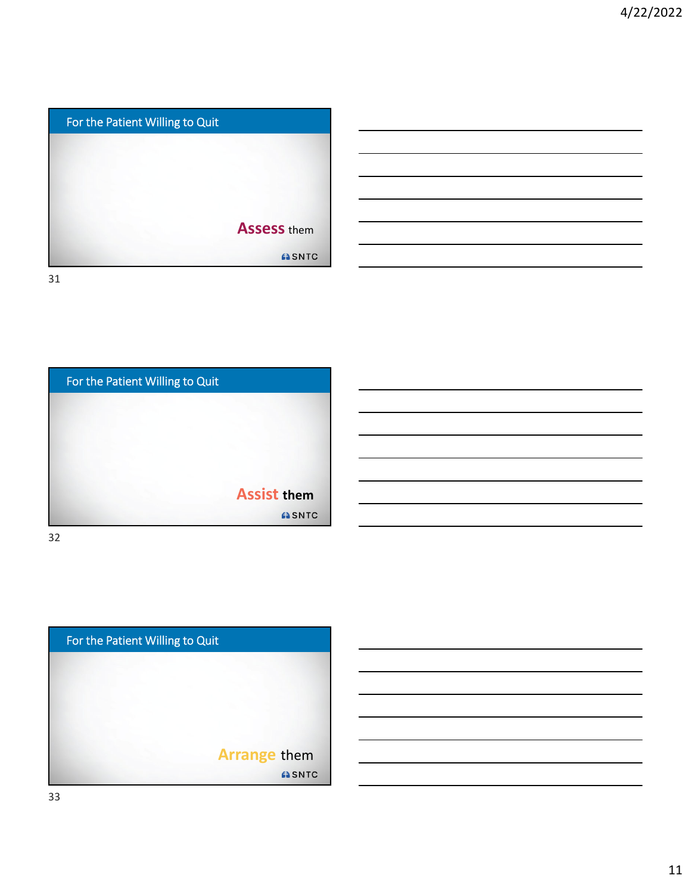## For the Patient Willing to Quit

**Assess** them

SNTC

31

## For the Patient Willing to Quit

**Assist** them

SNTC

32

## For the Patient Willing to Quit

**Arrange** them

SNTC

33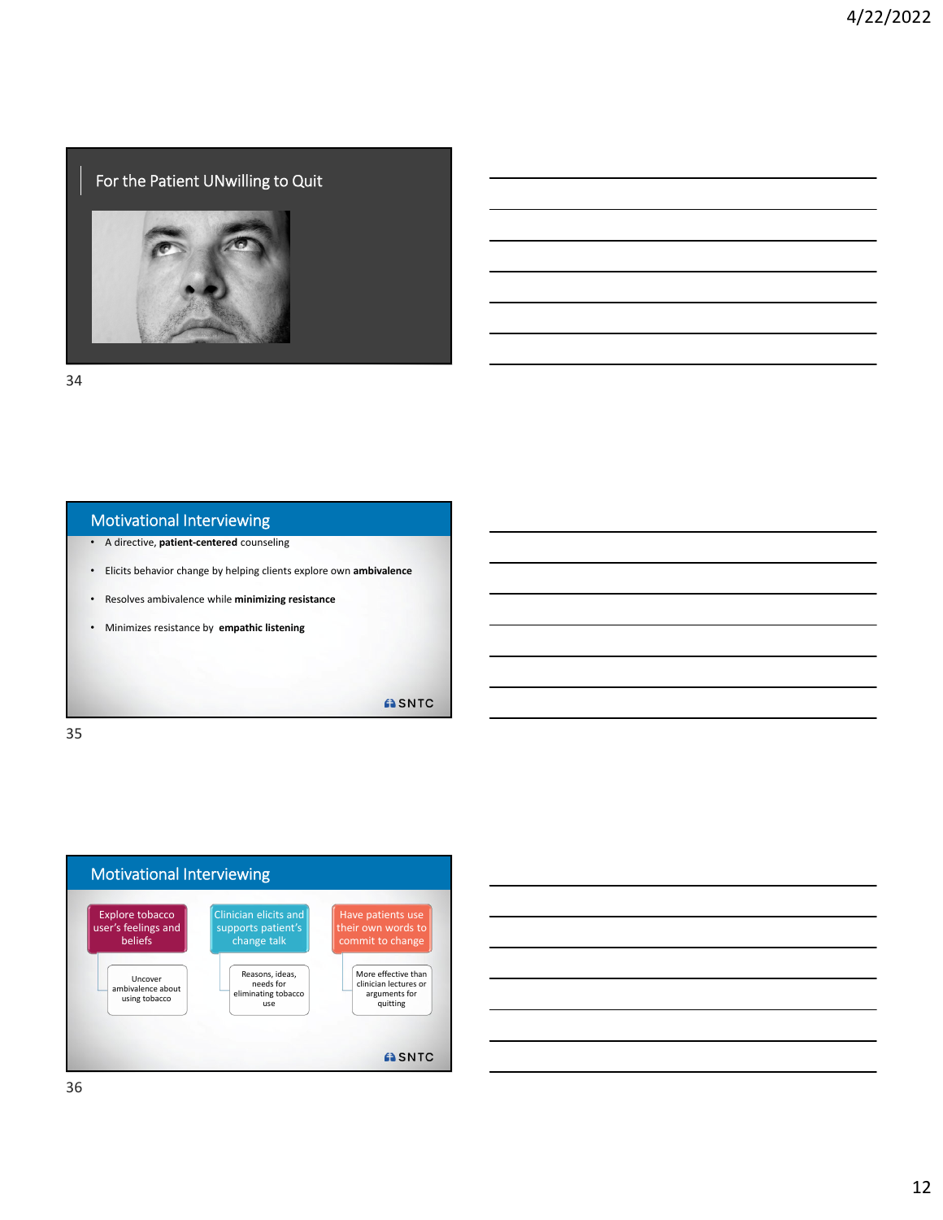## For the Patient UNwilling to Quit

## Motivational Interviewing

- A directive, **patient-centered** counseling
- Elicits behavior change by helping clients explore own **ambivalence**
- Resolves ambivalence while **minimizing resistance**
- Minimizes resistance by **empathic listening**

SNTC

## Motivational Interviewing

- Explore tobacco user's feelings and beliefs
  - Uncover ambivalence about using tobacco
- Clinician elicits and supports patient's change talk
  - Reasons, ideas, needs for eliminating tobacco use
- Have patients use their own words to commit to change
  - More effective than clinician lectures or arguments for quitting

SNTC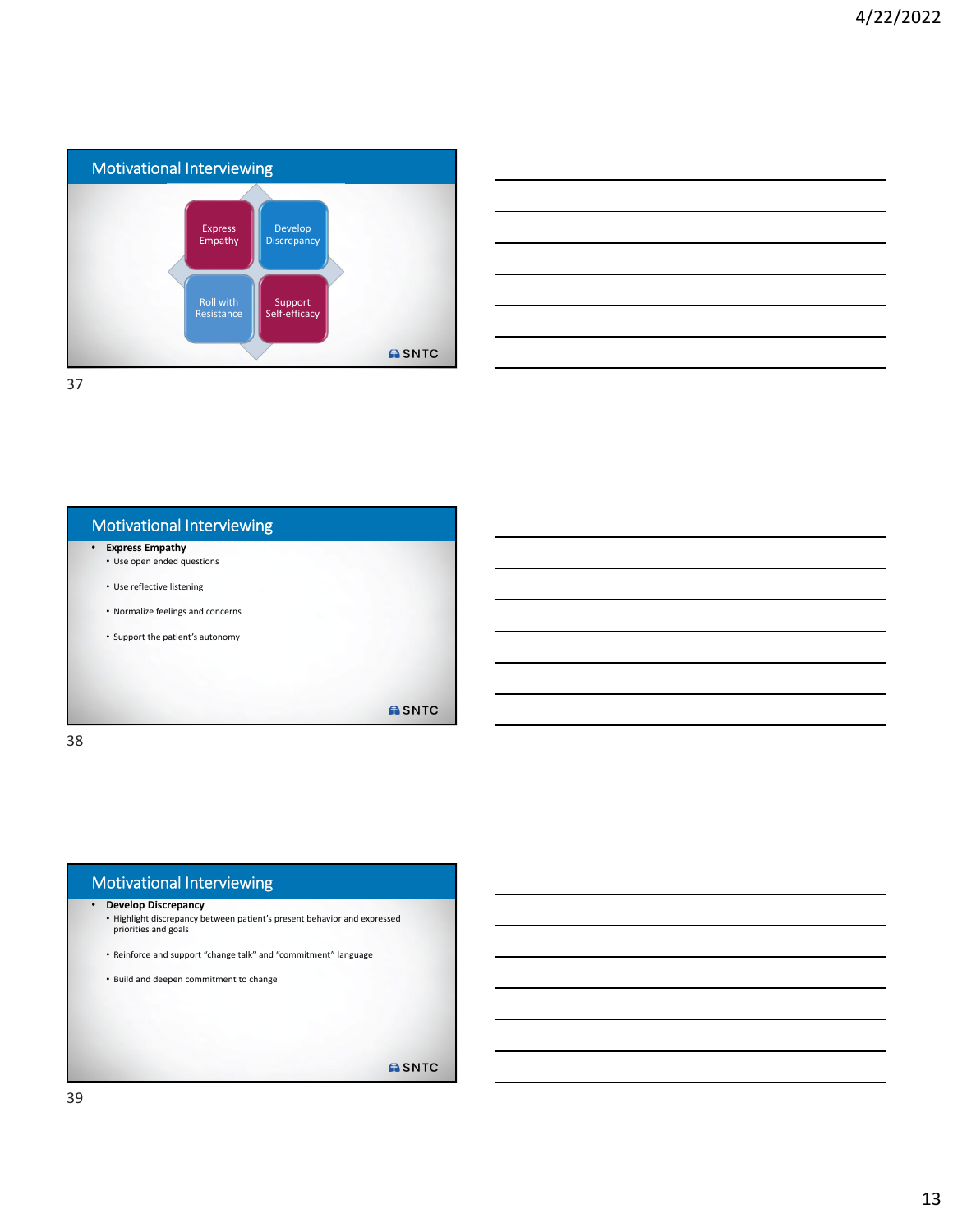## Motivational Interviewing

Express Empathy

Develop Discrepancy

Roll with Resistance

Support Self-efficacy

SNTC

## Motivational Interviewing

- **Express Empathy**
  - Use open ended questions
  - Use reflective listening
  - Normalize feelings and concerns
  - Support the patient's autonomy

SNTC

## Motivational Interviewing

- **Develop Discrepancy**
  - Highlight discrepancy between patient's present behavior and expressed priorities and goals
  - Reinforce and support "change talk" and "commitment" language
  - Build and deepen commitment to change

SNTC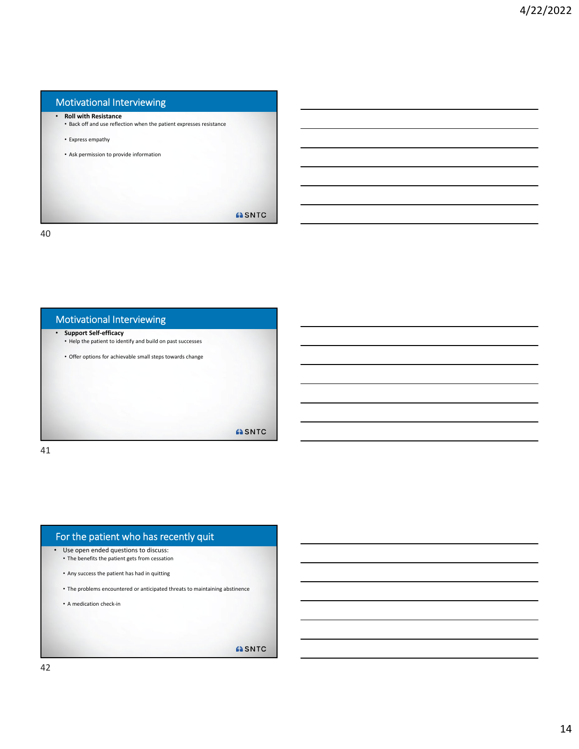## Motivational Interviewing

- **Roll with Resistance**
  - Back off and use reflection when the patient expresses resistance
  - Express empathy
  - Ask permission to provide information

SNTC

## Motivational Interviewing

- **Support Self-efficacy**
  - Help the patient to identify and build on past successes
  - Offer options for achievable small steps towards change

SNTC

## For the patient who has recently quit

- Use open ended questions to discuss:
  - The benefits the patient gets from cessation
  - Any success the patient has had in quitting
  - The problems encountered or anticipated threats to maintaining abstinence
  - A medication check-in

SNTC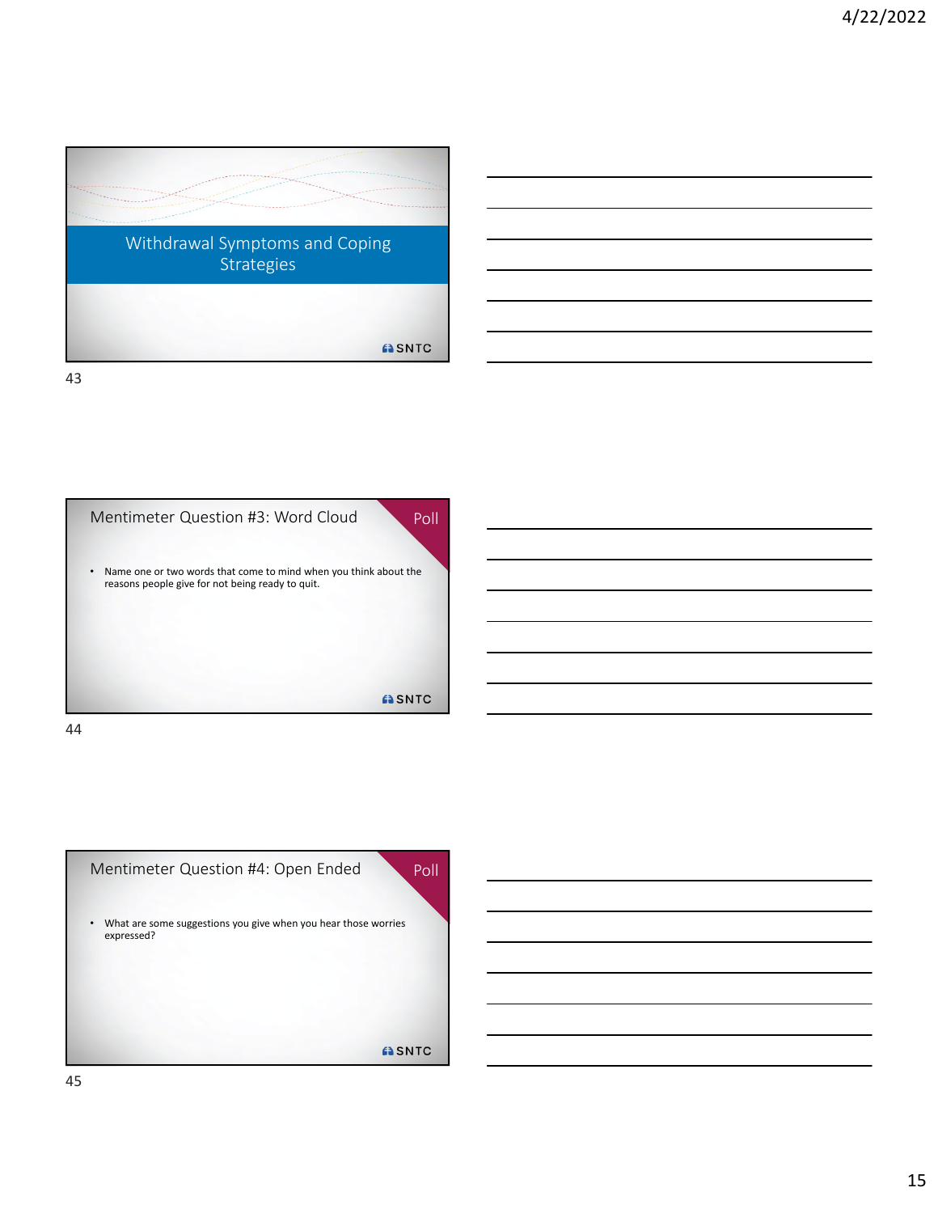## Withdrawal Symptoms and Coping Strategies

SNTC

## Mentimeter Question #3: Word Cloud

Poll

- Name one or two words that come to mind when you think about the reasons people give for not being ready to quit.

SNTC

## Mentimeter Question #4: Open Ended

Poll

- What are some suggestions you give when you hear those worries expressed?

SNTC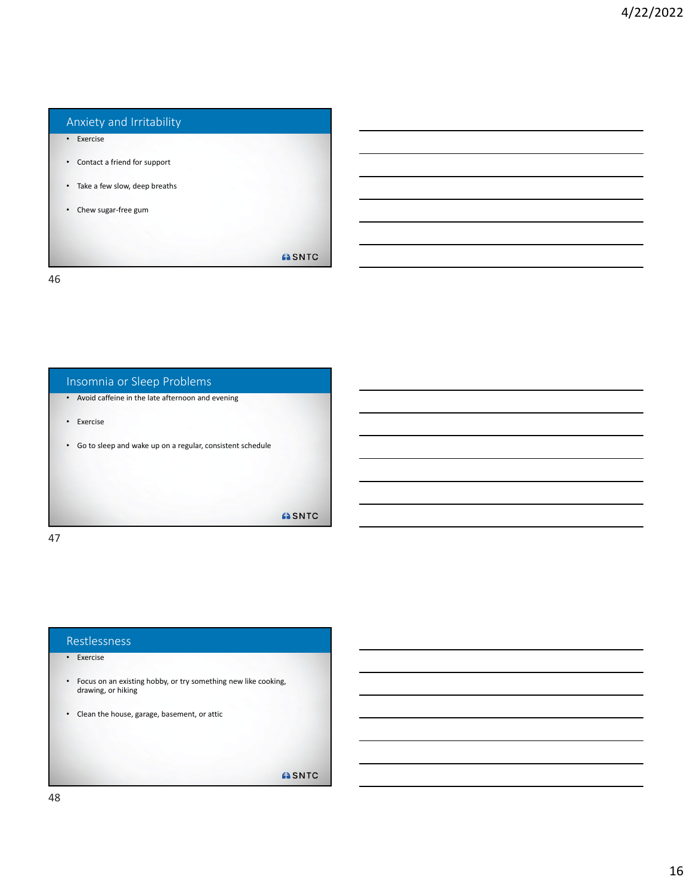## Anxiety and Irritability

- Exercise
- Contact a friend for support
- Take a few slow, deep breaths
- Chew sugar-free gum

SNTC

## Insomnia or Sleep Problems

- Avoid caffeine in the late afternoon and evening
- Exercise
- Go to sleep and wake up on a regular, consistent schedule

SNTC

## Restlessness

- Exercise
- Focus on an existing hobby, or try something new like cooking, drawing, or hiking
- Clean the house, garage, basement, or attic

SNTC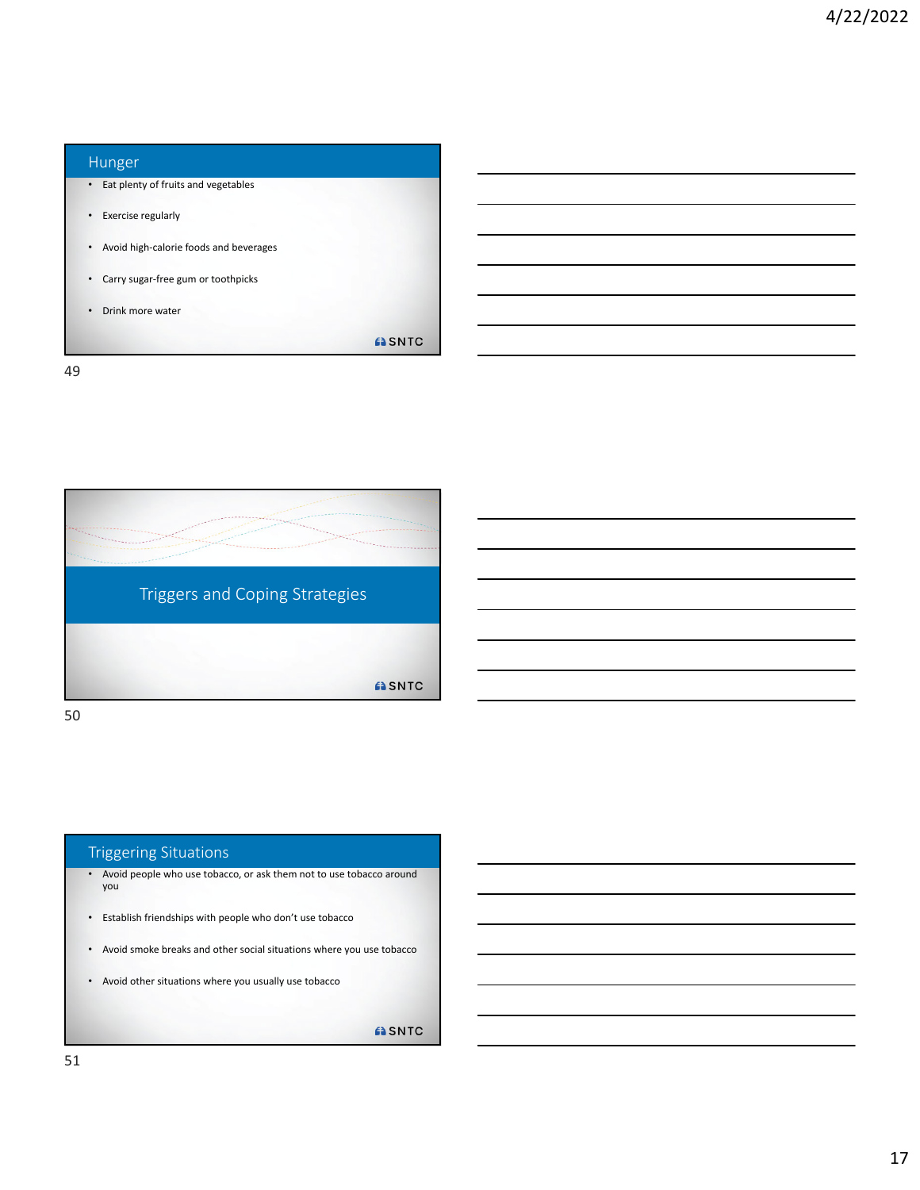## Hunger

- Eat plenty of fruits and vegetables
- Exercise regularly
- Avoid high-calorie foods and beverages
- Carry sugar-free gum or toothpicks
- Drink more water

SNTC

# Triggers and Coping Strategies

SNTC

## Triggering Situations

- Avoid people who use tobacco, or ask them not to use tobacco around you
- Establish friendships with people who don't use tobacco
- Avoid smoke breaks and other social situations where you use tobacco
- Avoid other situations where you usually use tobacco

SNTC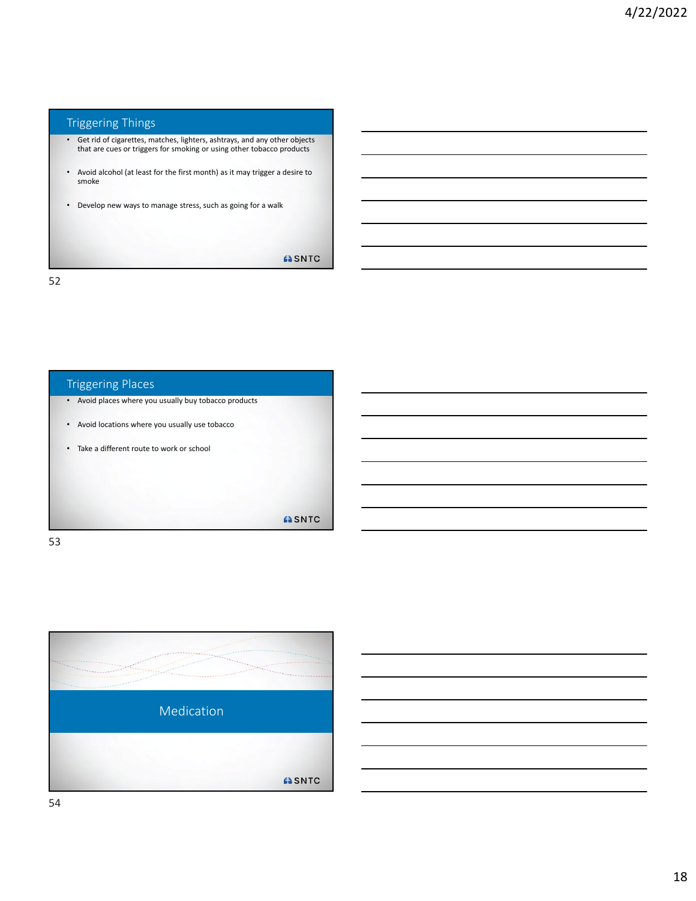## Triggering Things

- Get rid of cigarettes, matches, lighters, ashtrays, and any other objects that are cues or triggers for smoking or using other tobacco products
- Avoid alcohol (at least for the first month) as it may trigger a desire to smoke
- Develop new ways to manage stress, such as going for a walk

SNTC

## Triggering Places

- Avoid places where you usually buy tobacco products
- Avoid locations where you usually use tobacco
- Take a different route to work or school

SNTC

## Medication

SNTC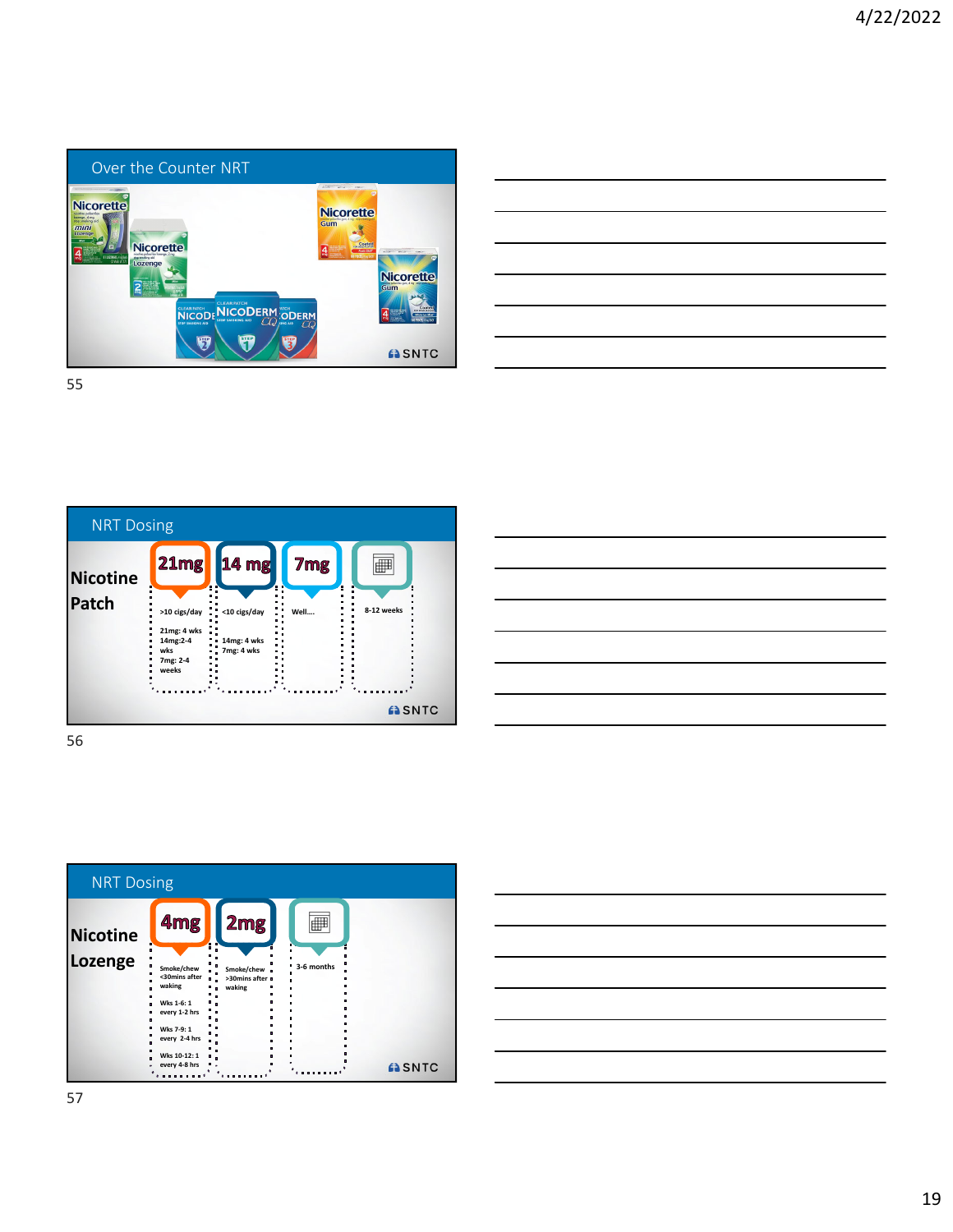## Over the Counter NRT

## NRT Dosing

**Nicotine Patch**

| 21mg | 14 mg | 7mg | |
|---|---|---|---|
| >10 cigs/day | <10 cigs/day | Well…. | 8-12 weeks |
| 21mg: 4 wks<br>14mg:2-4 wks<br>7mg: 2-4 weeks | 14mg: 4 wks<br>7mg: 4 wks | | |

## NRT Dosing

**Nicotine Lozenge**

| 4mg | 2mg | |
|---|---|---|
| Smoke/chew <30mins after waking | Smoke/chew >30mins after waking | 3-6 months |
| Wks 1-6: 1 every 1-2 hrs<br>Wks 7-9: 1 every 2-4 hrs<br>Wks 10-12: 1 every 4-8 hrs | | |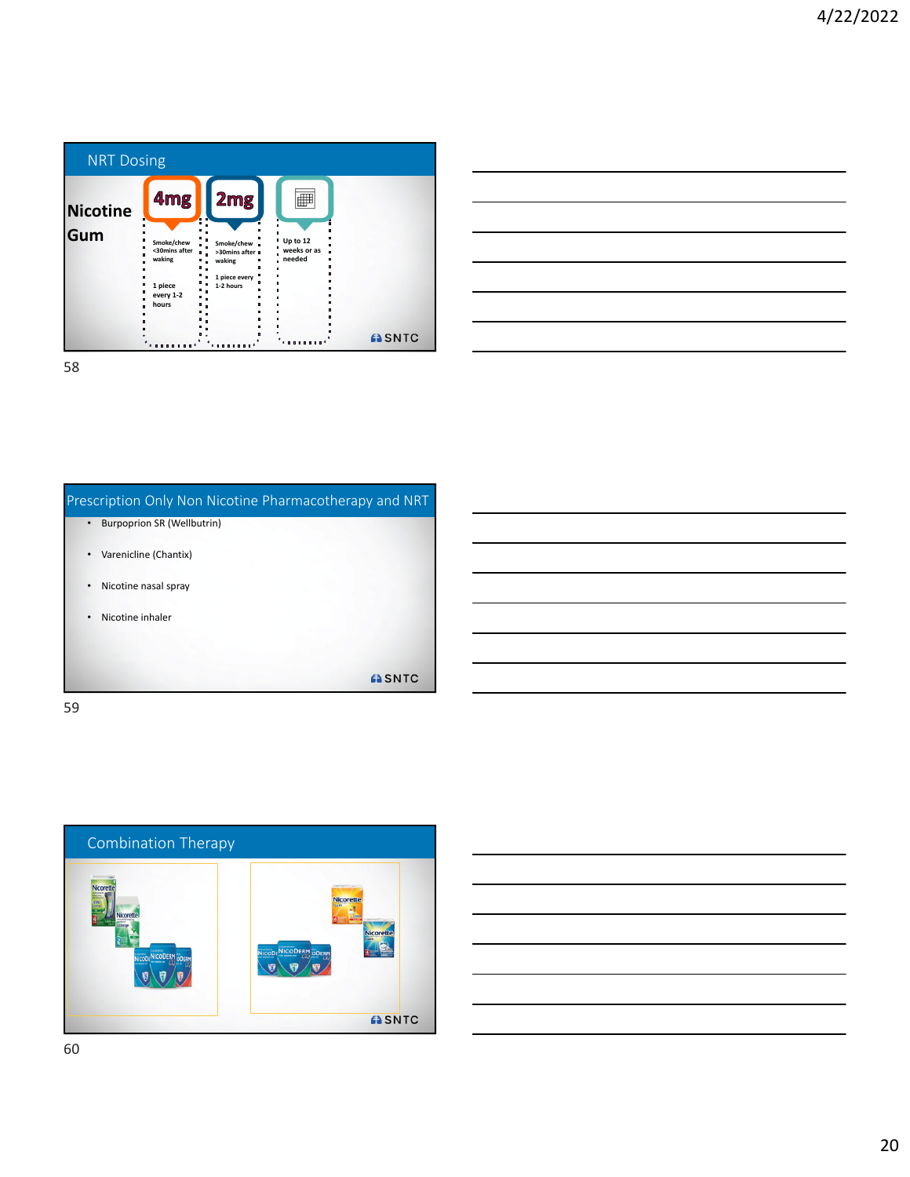## NRT Dosing

**Nicotine Gum**

| 4mg | 2mg | |
|---|---|---|
| Smoke/chew <30mins after waking | Smoke/chew >30mins after waking | Up to 12 weeks or as needed |
| 1 piece every 1-2 hours | 1 piece every 1-2 hours | |

SNTC

## Prescription Only Non Nicotine Pharmacotherapy and NRT

- Burpoprion SR (Wellbutrin)
- Varenicline (Chantix)
- Nicotine nasal spray
- Nicotine inhaler

SNTC

## Combination Therapy

SNTC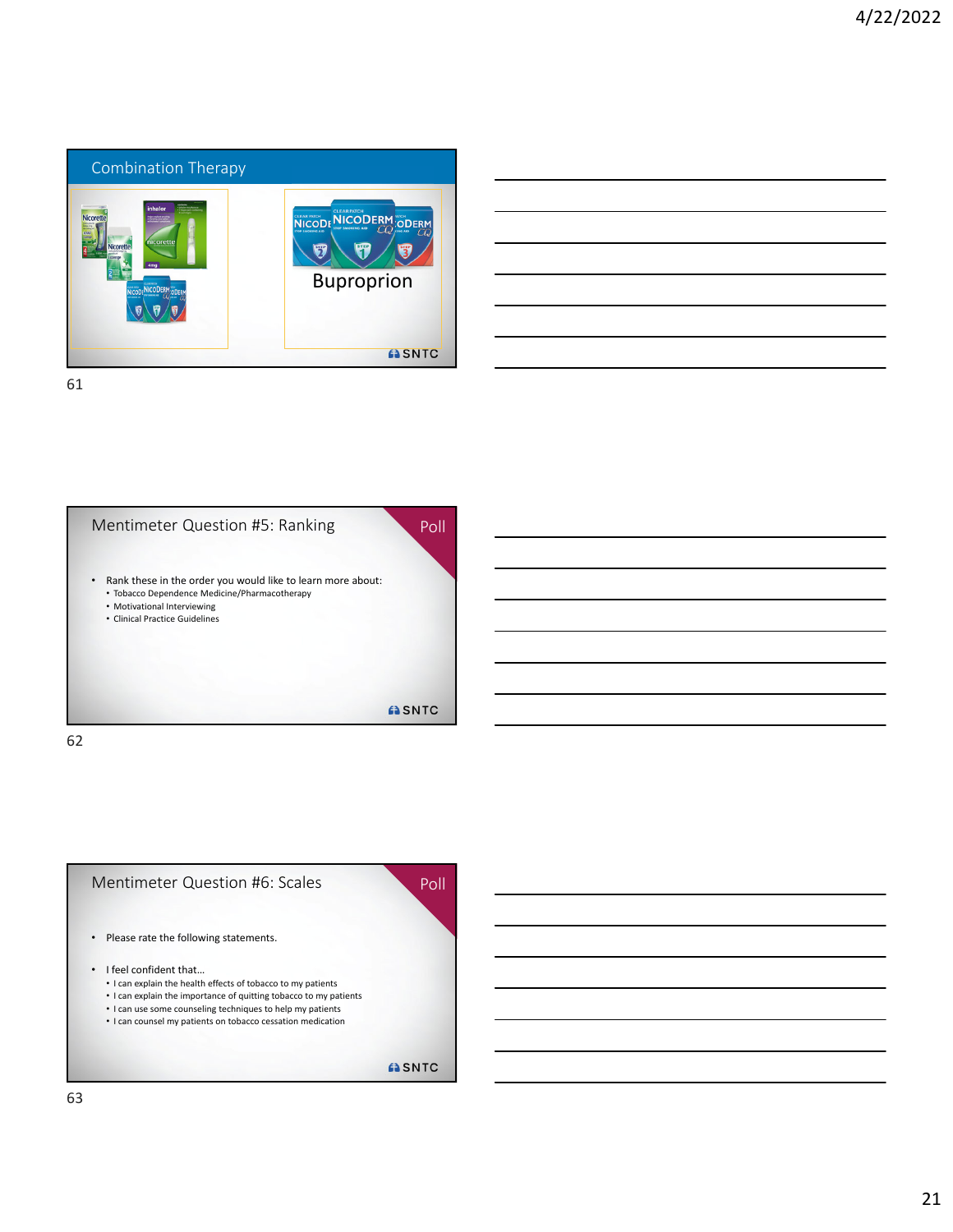## Combination Therapy

Buproprion

## Mentimeter Question #5: Ranking

Poll

- Rank these in the order you would like to learn more about:
  - Tobacco Dependence Medicine/Pharmacotherapy
  - Motivational Interviewing
  - Clinical Practice Guidelines

## Mentimeter Question #6: Scales

Poll

- Please rate the following statements.
- I feel confident that…
  - I can explain the health effects of tobacco to my patients
  - I can explain the importance of quitting tobacco to my patients
  - I can use some counseling techniques to help my patients
  - I can counsel my patients on tobacco cessation medication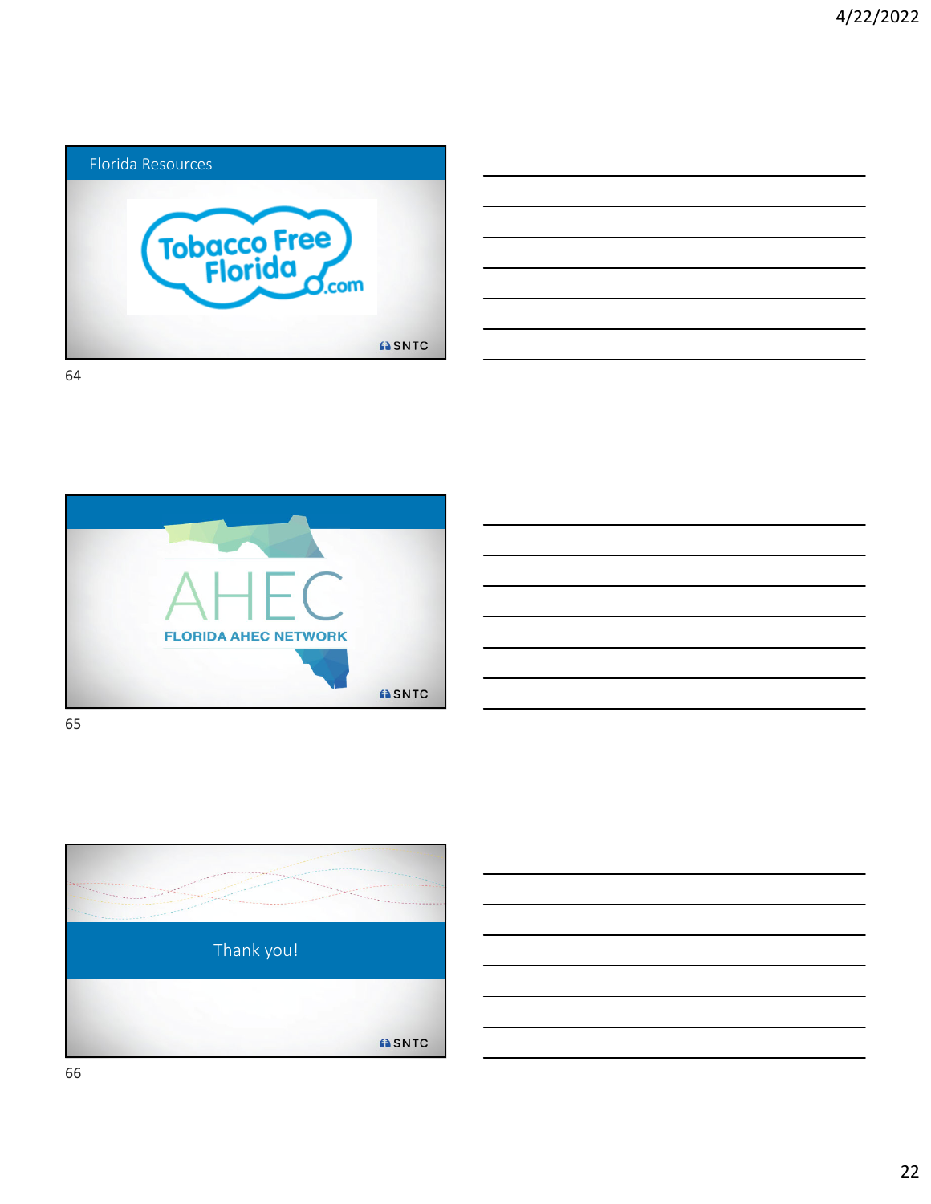## Florida Resources

Tobacco Free Florida.com

SNTC

AHEC

FLORIDA AHEC NETWORK

SNTC

Thank you!

SNTC